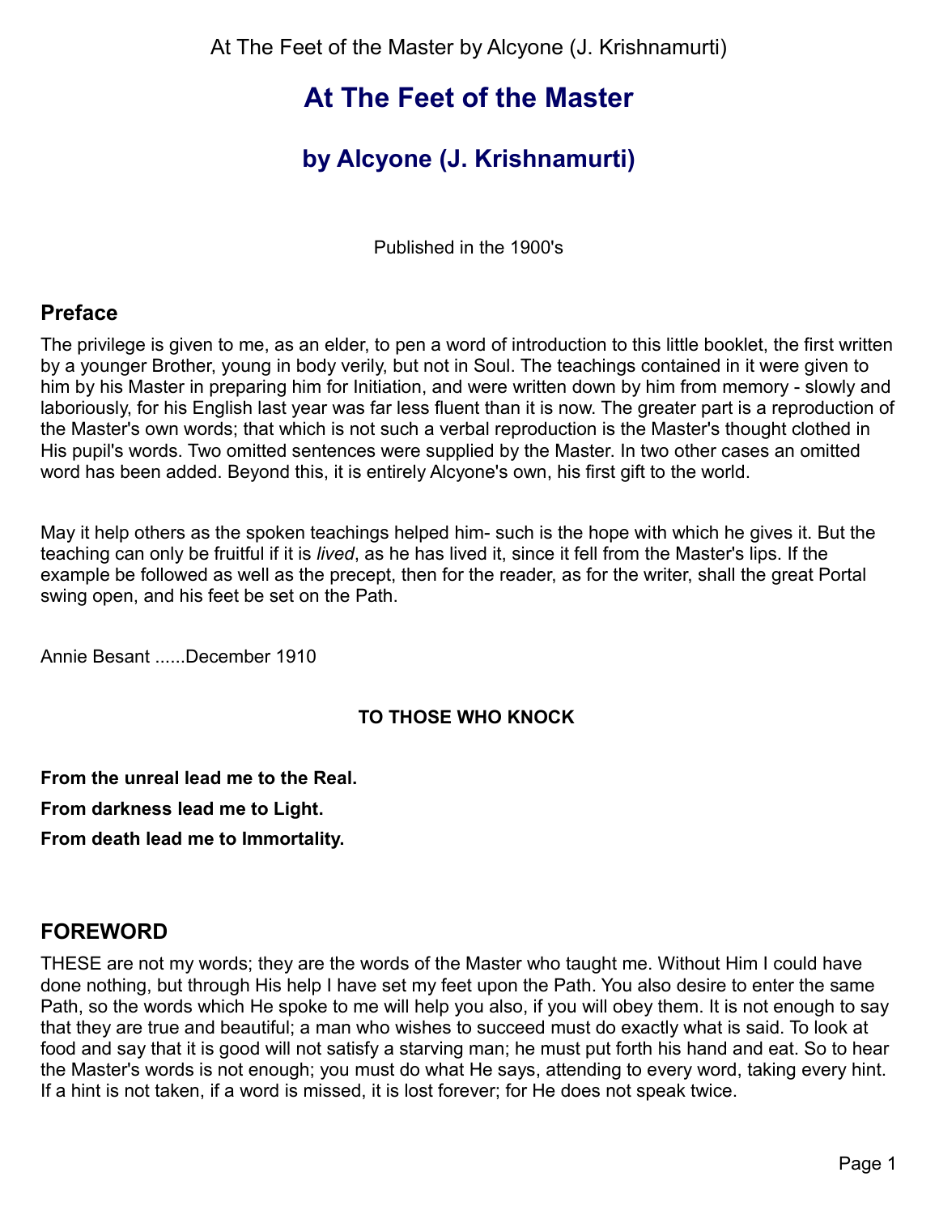# At The Feet of the Master

## by Alcyone (J. Krishnamurti)

Published in the 1900's

## Preface

The privilege is given to me, as an elder, to pen a word of introduction to this little booklet, the first written by a younger Brother, young in body verily, but not in Soul. The teachings contained in it were given to him by his Master in preparing him for Initiation, and were written down by him from memory - slowly and laboriously, for his English last year was far less fluent than it is now. The greater part is a reproduction of the Master's own words; that which is not such a verbal reproduction is the Master's thought clothed in His pupil's words. Two omitted sentences were supplied by the Master. In two other cases an omitted word has been added. Beyond this, it is entirely Alcyone's own, his first gift to the world.

May it help others as the spoken teachings helped him- such is the hope with which he gives it. But the teaching can only be fruitful if it is *lived*, as he has lived it, since it fell from the Master's lips. If the example be followed as well as the precept, then for the reader, as for the writer, shall the great Portal swing open, and his feet be set on the Path.

Annie Besant ......December 1910

**TO THOSE WHO KNOCK**

**From the unreal lead me to the Real.**

**From darkness lead me to Light.**

**From death lead me to Immortality.**

## FOREWORD

THESE are not my words; they are the words of the Master who taught me. Without Him I could have done nothing, but through His help I have set my feet upon the Path. You also desire to enter the same Path, so the words which He spoke to me will help you also, if you will obey them. It is not enough to say that they are true and beautiful; a man who wishes to succeed must do exactly what is said. To look at food and say that it is good will not satisfy a starving man; he must put forth his hand and eat. So to hear the Master's words is not enough; you must do what He says, attending to every word, taking every hint. If a hint is not taken, if a word is missed, it is lost forever; for He does not speak twice.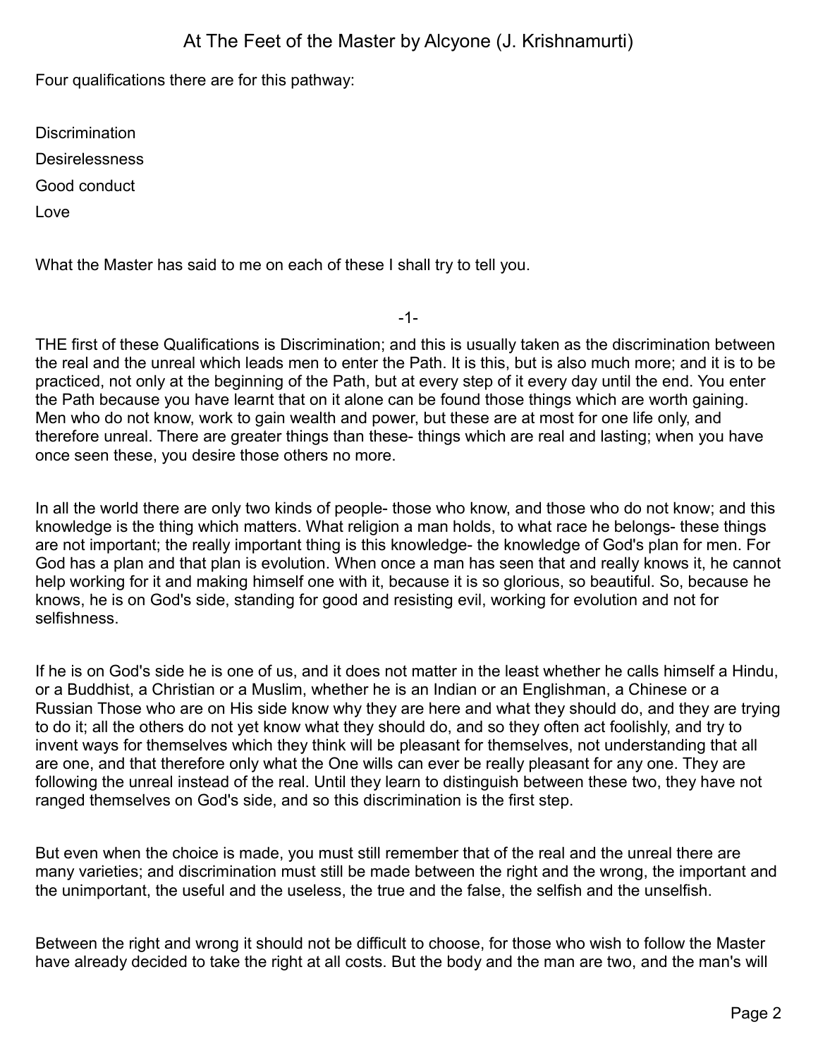Four qualifications there are for this pathway:

Discrimination

Desirelessness

Good conduct

Love

What the Master has said to me on each of these I shall try to tell you.

## -1-

THE first of these Qualifications is Discrimination; and this is usually taken as the discrimination between the real and the unreal which leads men to enter the Path. It is this, but is also much more; and it is to be practiced, not only at the beginning of the Path, but at every step of it every day until the end. You enter the Path because you have learnt that on it alone can be found those things which are worth gaining. Men who do not know, work to gain wealth and power, but these are at most for one life only, and therefore unreal. There are greater things than these- things which are real and lasting; when you have once seen these, you desire those others no more.

In all the world there are only two kinds of people- those who know, and those who do not know; and this knowledge is the thing which matters. What religion a man holds, to what race he belongs- these things are not important; the really important thing is this knowledge- the knowledge of God's plan for men. For God has a plan and that plan is evolution. When once a man has seen that and really knows it, he cannot help working for it and making himself one with it, because it is so glorious, so beautiful. So, because he knows, he is on God's side, standing for good and resisting evil, working for evolution and not for selfishness.

If he is on God's side he is one of us, and it does not matter in the least whether he calls himself a Hindu, or a Buddhist, a Christian or a Muslim, whether he is an Indian or an Englishman, a Chinese or a Russian Those who are on His side know why they are here and what they should do, and they are trying to do it; all the others do not yet know what they should do, and so they often act foolishly, and try to invent ways for themselves which they think will be pleasant for themselves, not understanding that all are one, and that therefore only what the One wills can ever be really pleasant for any one. They are following the unreal instead of the real. Until they learn to distinguish between these two, they have not ranged themselves on God's side, and so this discrimination is the first step.

But even when the choice is made, you must still remember that of the real and the unreal there are many varieties; and discrimination must still be made between the right and the wrong, the important and the unimportant, the useful and the useless, the true and the false, the selfish and the unselfish.

Between the right and wrong it should not be difficult to choose, for those who wish to follow the Master have already decided to take the right at all costs. But the body and the man are two, and the man's will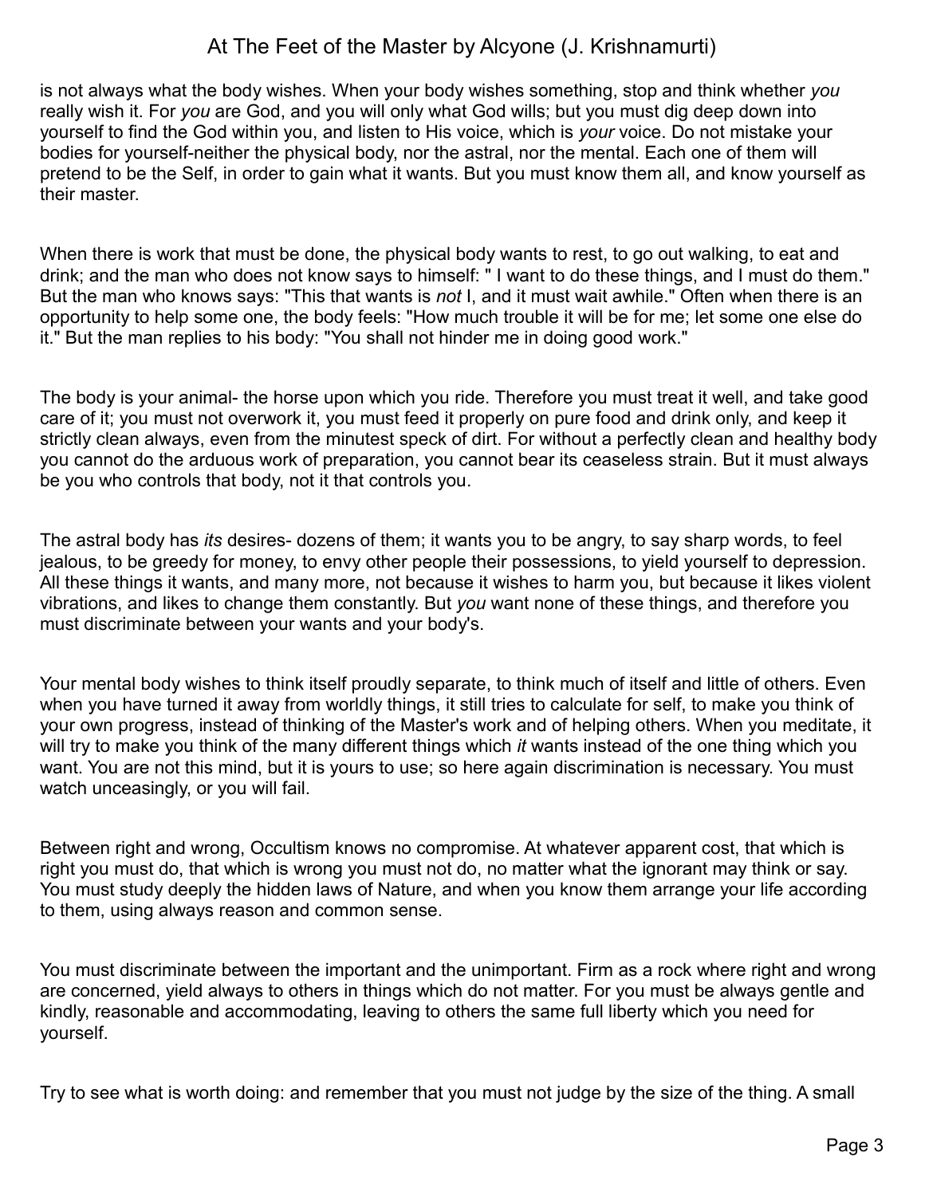is not always what the body wishes. When your body wishes something, stop and think whether *you* really wish it. For *you* are God, and you will only what God wills; but you must dig deep down into yourself to find the God within you, and listen to His voice, which is *your* voice. Do not mistake your bodies for yourself-neither the physical body, nor the astral, nor the mental. Each one of them will pretend to be the Self, in order to gain what it wants. But you must know them all, and know yourself as their master.

When there is work that must be done, the physical body wants to rest, to go out walking, to eat and drink; and the man who does not know says to himself: " I want to do these things, and I must do them." But the man who knows says: "This that wants is *not* I, and it must wait awhile." Often when there is an opportunity to help some one, the body feels: "How much trouble it will be for me; let some one else do it." But the man replies to his body: "You shall not hinder me in doing good work."

The body is your animal- the horse upon which you ride. Therefore you must treat it well, and take good care of it; you must not overwork it, you must feed it properly on pure food and drink only, and keep it strictly clean always, even from the minutest speck of dirt. For without a perfectly clean and healthy body you cannot do the arduous work of preparation, you cannot bear its ceaseless strain. But it must always be you who controls that body, not it that controls you.

The astral body has *its* desires- dozens of them; it wants you to be angry, to say sharp words, to feel jealous, to be greedy for money, to envy other people their possessions, to yield yourself to depression. All these things it wants, and many more, not because it wishes to harm you, but because it likes violent vibrations, and likes to change them constantly. But *you* want none of these things, and therefore you must discriminate between your wants and your body's.

Your mental body wishes to think itself proudly separate, to think much of itself and little of others. Even when you have turned it away from worldly things, it still tries to calculate for self, to make you think of your own progress, instead of thinking of the Master's work and of helping others. When you meditate, it will try to make you think of the many different things which *it* wants instead of the one thing which you want. You are not this mind, but it is yours to use; so here again discrimination is necessary. You must watch unceasingly, or you will fail.

Between right and wrong, Occultism knows no compromise. At whatever apparent cost, that which is right you must do, that which is wrong you must not do, no matter what the ignorant may think or say. You must study deeply the hidden laws of Nature, and when you know them arrange your life according to them, using always reason and common sense.

You must discriminate between the important and the unimportant. Firm as a rock where right and wrong are concerned, yield always to others in things which do not matter. For you must be always gentle and kindly, reasonable and accommodating, leaving to others the same full liberty which you need for yourself.

Try to see what is worth doing: and remember that you must not judge by the size of the thing. A small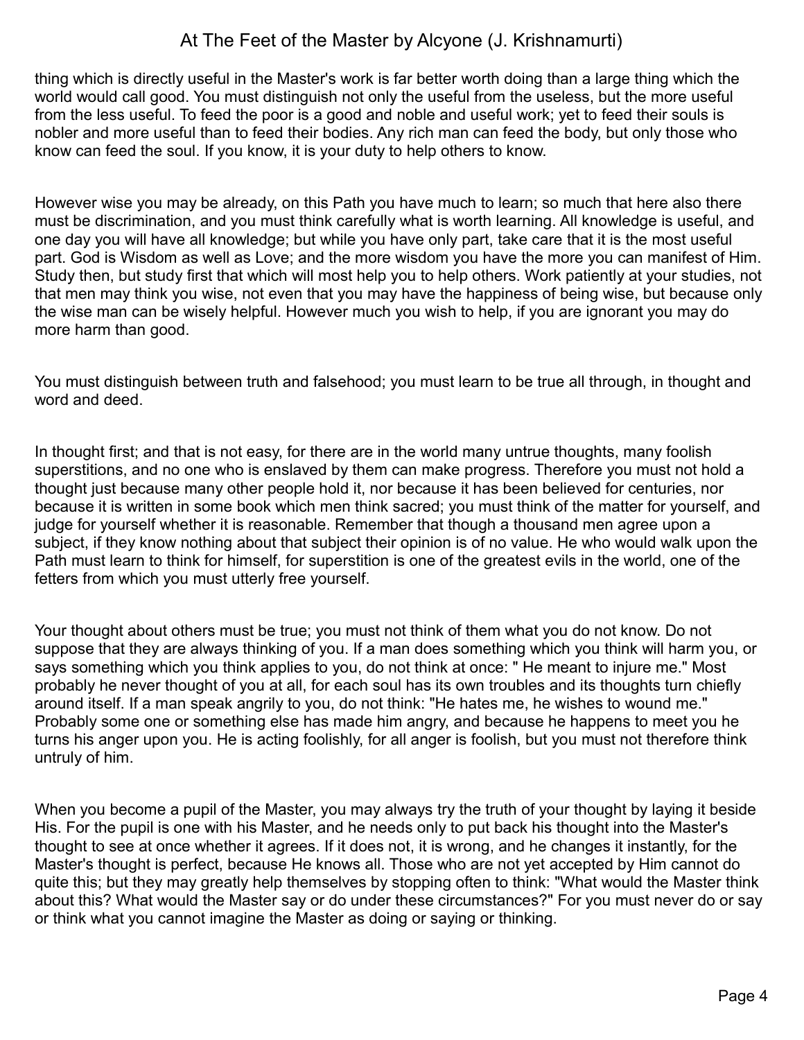thing which is directly useful in the Master's work is far better worth doing than a large thing which the world would call good. You must distinguish not only the useful from the useless, but the more useful from the less useful. To feed the poor is a good and noble and useful work; yet to feed their souls is nobler and more useful than to feed their bodies. Any rich man can feed the body, but only those who know can feed the soul. If you know, it is your duty to help others to know.

However wise you may be already, on this Path you have much to learn; so much that here also there must be discrimination, and you must think carefully what is worth learning. All knowledge is useful, and one day you will have all knowledge; but while you have only part, take care that it is the most useful part. God is Wisdom as well as Love; and the more wisdom you have the more you can manifest of Him. Study then, but study first that which will most help you to help others. Work patiently at your studies, not that men may think you wise, not even that you may have the happiness of being wise, but because only the wise man can be wisely helpful. However much you wish to help, if you are ignorant you may do more harm than good.

You must distinguish between truth and falsehood; you must learn to be true all through, in thought and word and deed.

In thought first; and that is not easy, for there are in the world many untrue thoughts, many foolish superstitions, and no one who is enslaved by them can make progress. Therefore you must not hold a thought just because many other people hold it, nor because it has been believed for centuries, nor because it is written in some book which men think sacred; you must think of the matter for yourself, and judge for yourself whether it is reasonable. Remember that though a thousand men agree upon a subject, if they know nothing about that subject their opinion is of no value. He who would walk upon the Path must learn to think for himself, for superstition is one of the greatest evils in the world, one of the fetters from which you must utterly free yourself.

Your thought about others must be true; you must not think of them what you do not know. Do not suppose that they are always thinking of you. If a man does something which you think will harm you, or says something which you think applies to you, do not think at once: " He meant to injure me." Most probably he never thought of you at all, for each soul has its own troubles and its thoughts turn chiefly around itself. If a man speak angrily to you, do not think: "He hates me, he wishes to wound me." Probably some one or something else has made him angry, and because he happens to meet you he turns his anger upon you. He is acting foolishly, for all anger is foolish, but you must not therefore think untruly of him.

When you become a pupil of the Master, you may always try the truth of your thought by laying it beside His. For the pupil is one with his Master, and he needs only to put back his thought into the Master's thought to see at once whether it agrees. If it does not, it is wrong, and he changes it instantly, for the Master's thought is perfect, because He knows all. Those who are not yet accepted by Him cannot do quite this; but they may greatly help themselves by stopping often to think: "What would the Master think about this? What would the Master say or do under these circumstances?" For you must never do or say or think what you cannot imagine the Master as doing or saying or thinking.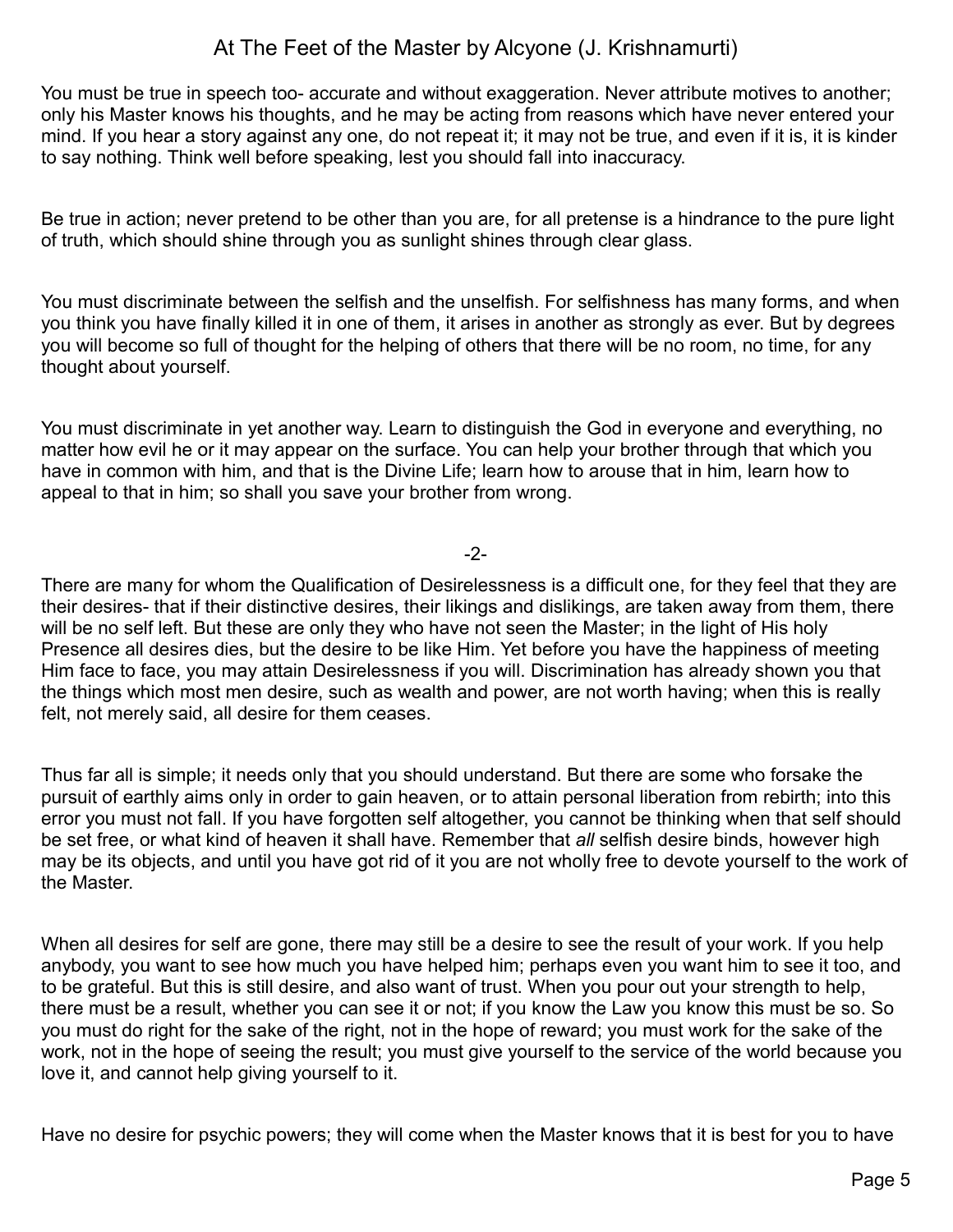You must be true in speech too- accurate and without exaggeration. Never attribute motives to another; only his Master knows his thoughts, and he may be acting from reasons which have never entered your mind. If you hear a story against any one, do not repeat it; it may not be true, and even if it is, it is kinder to say nothing. Think well before speaking, lest you should fall into inaccuracy.

Be true in action; never pretend to be other than you are, for all pretense is a hindrance to the pure light of truth, which should shine through you as sunlight shines through clear glass.

You must discriminate between the selfish and the unselfish. For selfishness has many forms, and when you think you have finally killed it in one of them, it arises in another as strongly as ever. But by degrees you will become so full of thought for the helping of others that there will be no room, no time, for any thought about yourself.

You must discriminate in yet another way. Learn to distinguish the God in everyone and everything, no matter how evil he or it may appear on the surface. You can help your brother through that which you have in common with him, and that is the Divine Life; learn how to arouse that in him, learn how to appeal to that in him; so shall you save your brother from wrong.

-2-

There are many for whom the Qualification of Desirelessness is a difficult one, for they feel that they are their desires- that if their distinctive desires, their likings and dislikings, are taken away from them, there will be no self left. But these are only they who have not seen the Master; in the light of His holy Presence all desires dies, but the desire to be like Him. Yet before you have the happiness of meeting Him face to face, you may attain Desirelessness if you will. Discrimination has already shown you that the things which most men desire, such as wealth and power, are not worth having; when this is really felt, not merely said, all desire for them ceases.

Thus far all is simple; it needs only that you should understand. But there are some who forsake the pursuit of earthly aims only in order to gain heaven, or to attain personal liberation from rebirth; into this error you must not fall. If you have forgotten self altogether, you cannot be thinking when that self should be set free, or what kind of heaven it shall have. Remember that *all* selfish desire binds, however high may be its objects, and until you have got rid of it you are not wholly free to devote yourself to the work of the Master.

When all desires for self are gone, there may still be a desire to see the result of your work. If you help anybody, you want to see how much you have helped him; perhaps even you want him to see it too, and to be grateful. But this is still desire, and also want of trust. When you pour out your strength to help, there must be a result, whether you can see it or not; if you know the Law you know this must be so. So you must do right for the sake of the right, not in the hope of reward; you must work for the sake of the work, not in the hope of seeing the result; you must give yourself to the service of the world because you love it, and cannot help giving yourself to it.

Have no desire for psychic powers; they will come when the Master knows that it is best for you to have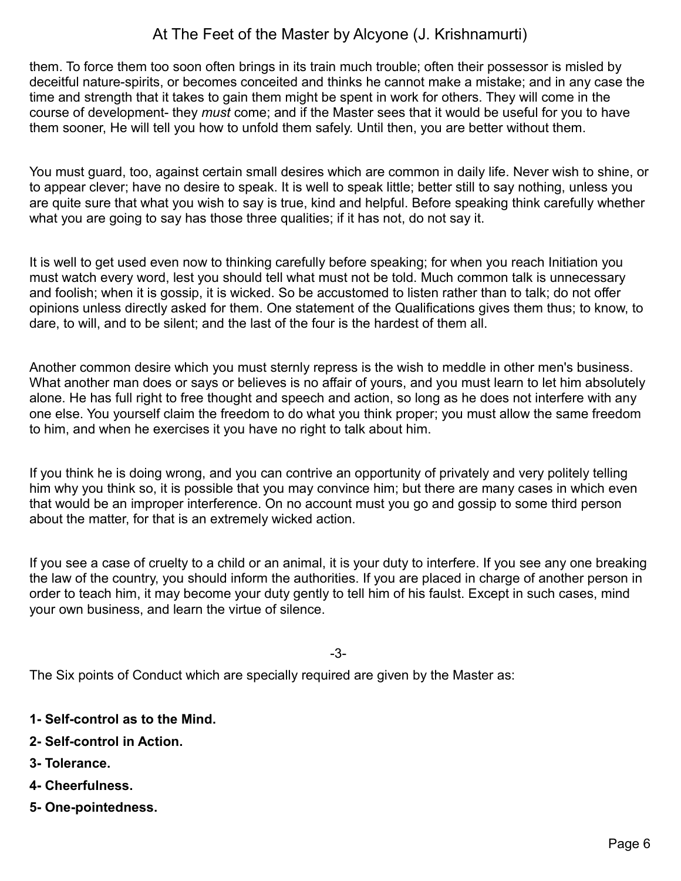them. To force them too soon often brings in its train much trouble; often their possessor is misled by deceitful nature-spirits, or becomes conceited and thinks he cannot make a mistake; and in any case the time and strength that it takes to gain them might be spent in work for others. They will come in the course of development- they *must* come; and if the Master sees that it would be useful for you to have them sooner, He will tell you how to unfold them safely. Until then, you are better without them.

You must guard, too, against certain small desires which are common in daily life. Never wish to shine, or to appear clever; have no desire to speak. It is well to speak little; better still to say nothing, unless you are quite sure that what you wish to say is true, kind and helpful. Before speaking think carefully whether what you are going to say has those three qualities; if it has not, do not say it.

It is well to get used even now to thinking carefully before speaking; for when you reach Initiation you must watch every word, lest you should tell what must not be told. Much common talk is unnecessary and foolish; when it is gossip, it is wicked. So be accustomed to listen rather than to talk; do not offer opinions unless directly asked for them. One statement of the Qualifications gives them thus; to know, to dare, to will, and to be silent; and the last of the four is the hardest of them all.

Another common desire which you must sternly repress is the wish to meddle in other men's business. What another man does or says or believes is no affair of yours, and you must learn to let him absolutely alone. He has full right to free thought and speech and action, so long as he does not interfere with any one else. You yourself claim the freedom to do what you think proper; you must allow the same freedom to him, and when he exercises it you have no right to talk about him.

If you think he is doing wrong, and you can contrive an opportunity of privately and very politely telling him why you think so, it is possible that you may convince him; but there are many cases in which even that would be an improper interference. On no account must you go and gossip to some third person about the matter, for that is an extremely wicked action.

If you see a case of cruelty to a child or an animal, it is your duty to interfere. If you see any one breaking the law of the country, you should inform the authorities. If you are placed in charge of another person in order to teach him, it may become your duty gently to tell him of his faulst. Except in such cases, mind your own business, and learn the virtue of silence.

-3-

The Six points of Conduct which are specially required are given by the Master as:

**1- Self-control as to the Mind.**

**2- Self-control in Action.**

**3- Tolerance.**

**4- Cheerfulness.**

**5- One-pointedness.**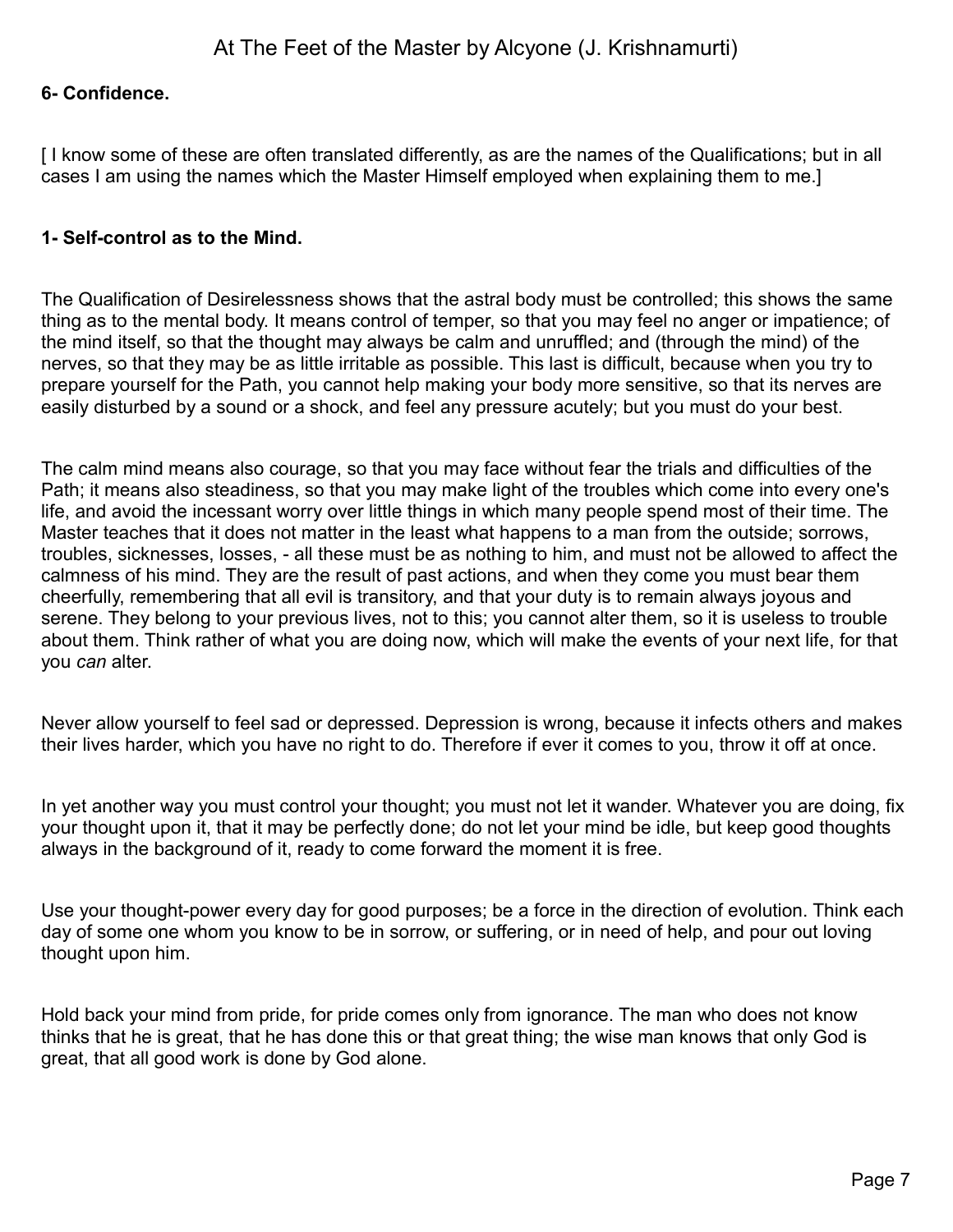**6- Confidence.**

[ I know some of these are often translated differently, as are the names of the Qualifications; but in all cases I am using the names which the Master Himself employed when explaining them to me.]

**1- Self-control as to the Mind.**

The Qualification of Desirelessness shows that the astral body must be controlled; this shows the same thing as to the mental body. It means control of temper, so that you may feel no anger or impatience; of the mind itself, so that the thought may always be calm and unruffled; and (through the mind) of the nerves, so that they may be as little irritable as possible. This last is difficult, because when you try to prepare yourself for the Path, you cannot help making your body more sensitive, so that its nerves are easily disturbed by a sound or a shock, and feel any pressure acutely; but you must do your best.

The calm mind means also courage, so that you may face without fear the trials and difficulties of the Path; it means also steadiness, so that you may make light of the troubles which come into every one's life, and avoid the incessant worry over little things in which many people spend most of their time. The Master teaches that it does not matter in the least what happens to a man from the outside; sorrows, troubles, sicknesses, losses, - all these must be as nothing to him, and must not be allowed to affect the calmness of his mind. They are the result of past actions, and when they come you must bear them cheerfully, remembering that all evil is transitory, and that your duty is to remain always joyous and serene. They belong to your previous lives, not to this; you cannot alter them, so it is useless to trouble about them. Think rather of what you are doing now, which will make the events of your next life, for that you *can* alter.

Never allow yourself to feel sad or depressed. Depression is wrong, because it infects others and makes their lives harder, which you have no right to do. Therefore if ever it comes to you, throw it off at once.

In yet another way you must control your thought; you must not let it wander. Whatever you are doing, fix your thought upon it, that it may be perfectly done; do not let your mind be idle, but keep good thoughts always in the background of it, ready to come forward the moment it is free.

Use your thought-power every day for good purposes; be a force in the direction of evolution. Think each day of some one whom you know to be in sorrow, or suffering, or in need of help, and pour out loving thought upon him.

Hold back your mind from pride, for pride comes only from ignorance. The man who does not know thinks that he is great, that he has done this or that great thing; the wise man knows that only God is great, that all good work is done by God alone.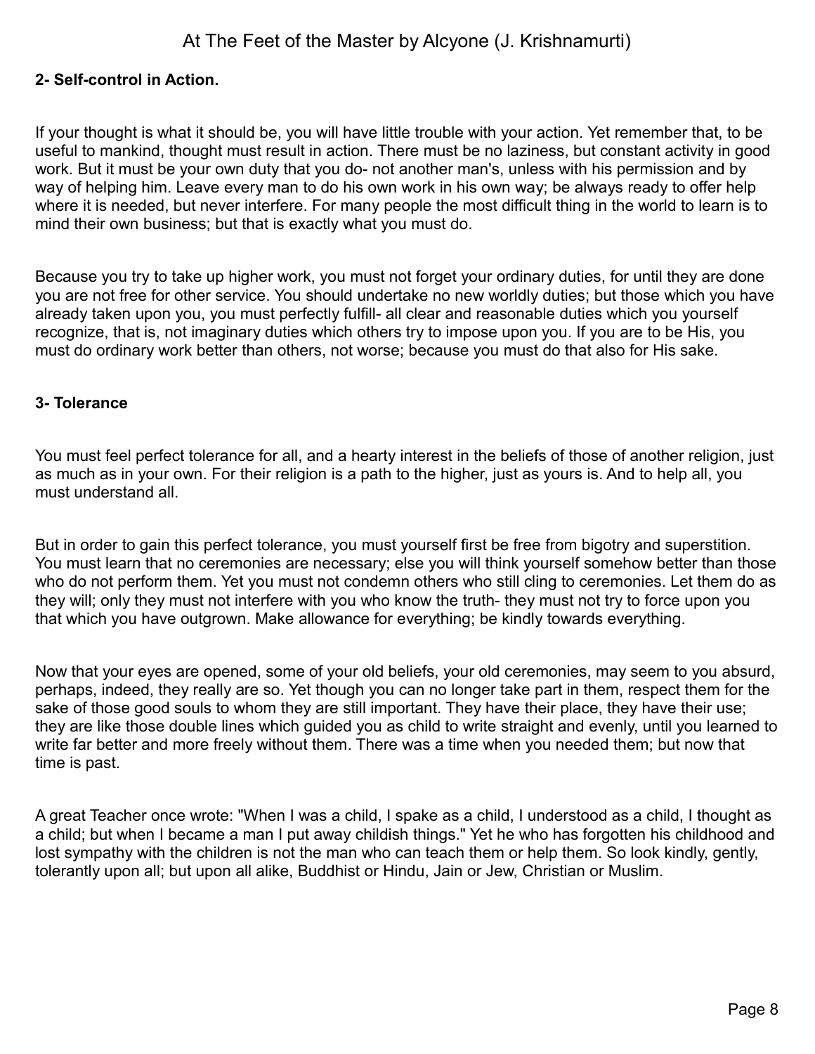**2- Self-control in Action.**

If your thought is what it should be, you will have little trouble with your action. Yet remember that, to be useful to mankind, thought must result in action. There must be no laziness, but constant activity in good work. But it must be your own duty that you do- not another man's, unless with his permission and by way of helping him. Leave every man to do his own work in his own way; be always ready to offer help where it is needed, but never interfere. For many people the most difficult thing in the world to learn is to mind their own business; but that is exactly what you must do.

Because you try to take up higher work, you must not forget your ordinary duties, for until they are done you are not free for other service. You should undertake no new worldly duties; but those which you have already taken upon you, you must perfectly fulfill- all clear and reasonable duties which you yourself recognize, that is, not imaginary duties which others try to impose upon you. If you are to be His, you must do ordinary work better than others, not worse; because you must do that also for His sake.

**3- Tolerance**

You must feel perfect tolerance for all, and a hearty interest in the beliefs of those of another religion, just as much as in your own. For their religion is a path to the higher, just as yours is. And to help all, you must understand all.

But in order to gain this perfect tolerance, you must yourself first be free from bigotry and superstition. You must learn that no ceremonies are necessary; else you will think yourself somehow better than those who do not perform them. Yet you must not condemn others who still cling to ceremonies. Let them do as they will; only they must not interfere with you who know the truth- they must not try to force upon you that which you have outgrown. Make allowance for everything; be kindly towards everything.

Now that your eyes are opened, some of your old beliefs, your old ceremonies, may seem to you absurd, perhaps, indeed, they really are so. Yet though you can no longer take part in them, respect them for the sake of those good souls to whom they are still important. They have their place, they have their use; they are like those double lines which guided you as child to write straight and evenly, until you learned to write far better and more freely without them. There was a time when you needed them; but now that time is past.

A great Teacher once wrote: "When I was a child, I spake as a child, I understood as a child, I thought as a child; but when I became a man I put away childish things." Yet he who has forgotten his childhood and lost sympathy with the children is not the man who can teach them or help them. So look kindly, gently, tolerantly upon all; but upon all alike, Buddhist or Hindu, Jain or Jew, Christian or Muslim.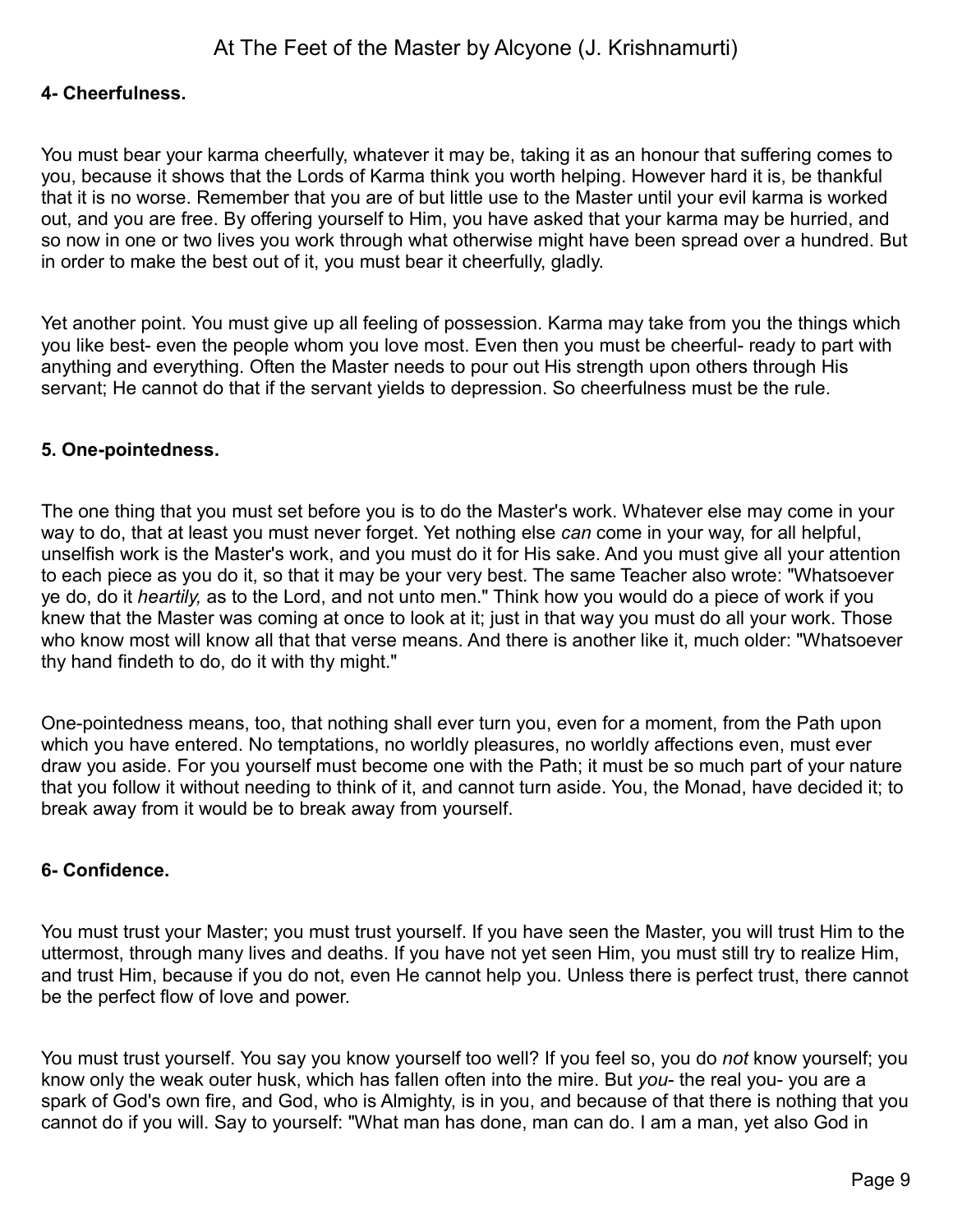#### 4- Cheerfulness.

You must bear your karma cheerfully, whatever it may be, taking it as an honour that suffering comes to you, because it shows that the Lords of Karma think you worth helping. However hard it is, be thankful that it is no worse. Remember that you are of but little use to the Master until your evil karma is worked out, and you are free. By offering yourself to Him, you have asked that your karma may be hurried, and so now in one or two lives you work through what otherwise might have been spread over a hundred. But in order to make the best out of it, you must bear it cheerfully, gladly.

Yet another point. You must give up all feeling of possession. Karma may take from you the things which you like best- even the people whom you love most. Even then you must be cheerful- ready to part with anything and everything. Often the Master needs to pour out His strength upon others through His servant; He cannot do that if the servant yields to depression. So cheerfulness must be the rule.

#### 5. One-pointedness.

The one thing that you must set before you is to do the Master's work. Whatever else may come in your way to do, that at least you must never forget. Yet nothing else *can* come in your way, for all helpful, unselfish work is the Master's work, and you must do it for His sake. And you must give all your attention to each piece as you do it, so that it may be your very best. The same Teacher also wrote: "Whatsoever ye do, do it *heartily,* as to the Lord, and not unto men." Think how you would do a piece of work if you knew that the Master was coming at once to look at it; just in that way you must do all your work. Those who know most will know all that that verse means. And there is another like it, much older: "Whatsoever thy hand findeth to do, do it with thy might."

One-pointedness means, too, that nothing shall ever turn you, even for a moment, from the Path upon which you have entered. No temptations, no worldly pleasures, no worldly affections even, must ever draw you aside. For you yourself must become one with the Path; it must be so much part of your nature that you follow it without needing to think of it, and cannot turn aside. You, the Monad, have decided it; to break away from it would be to break away from yourself.

#### 6- Confidence.

You must trust your Master; you must trust yourself. If you have seen the Master, you will trust Him to the uttermost, through many lives and deaths. If you have not yet seen Him, you must still try to realize Him, and trust Him, because if you do not, even He cannot help you. Unless there is perfect trust, there cannot be the perfect flow of love and power.

You must trust yourself. You say you know yourself too well? If you feel so, you do *not* know yourself; you know only the weak outer husk, which has fallen often into the mire. But *you*- the real you- you are a spark of God's own fire, and God, who is Almighty, is in you, and because of that there is nothing that you cannot do if you will. Say to yourself: "What man has done, man can do. I am a man, yet also God in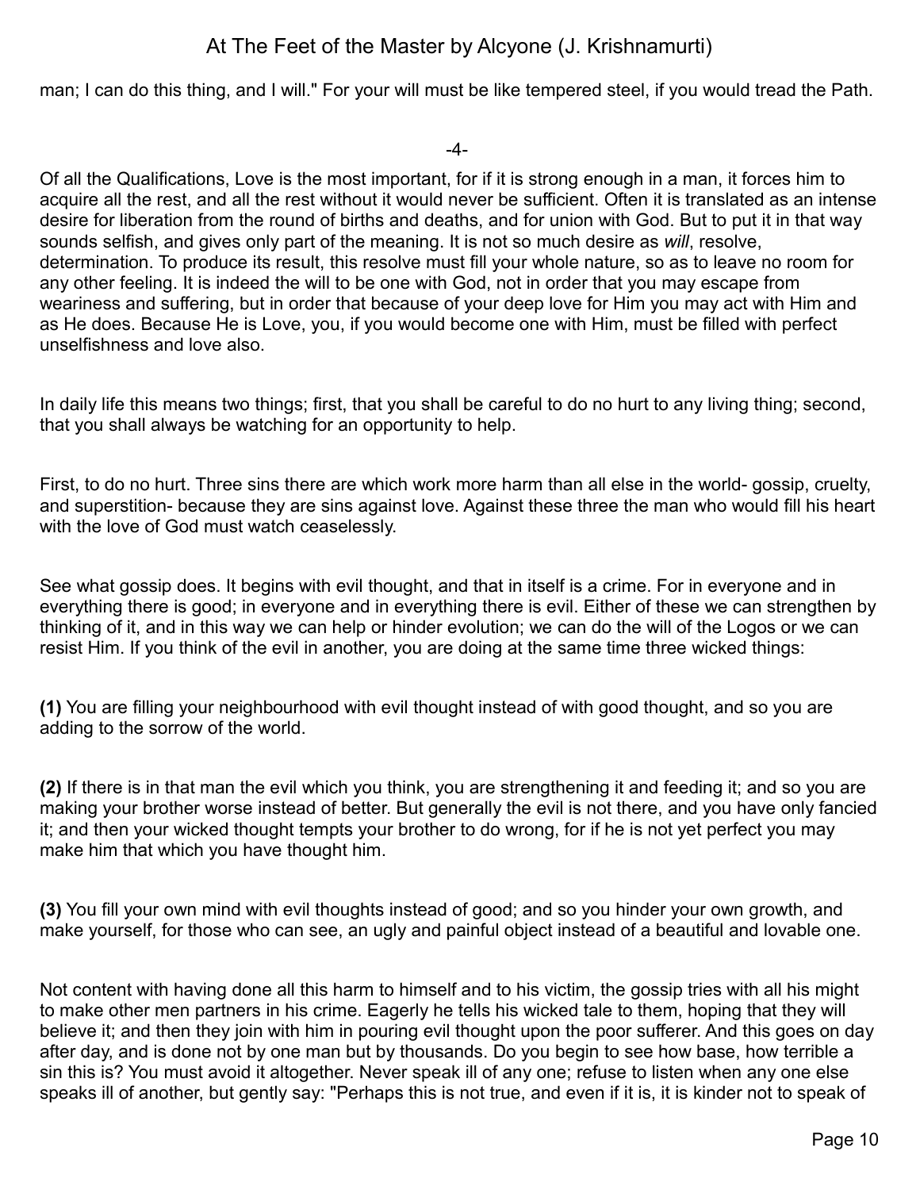man; I can do this thing, and I will." For your will must be like tempered steel, if you would tread the Path.

-4-

Of all the Qualifications, Love is the most important, for if it is strong enough in a man, it forces him to acquire all the rest, and all the rest without it would never be sufficient. Often it is translated as an intense desire for liberation from the round of births and deaths, and for union with God. But to put it in that way sounds selfish, and gives only part of the meaning. It is not so much desire as *will*, resolve, determination. To produce its result, this resolve must fill your whole nature, so as to leave no room for any other feeling. It is indeed the will to be one with God, not in order that you may escape from weariness and suffering, but in order that because of your deep love for Him you may act with Him and as He does. Because He is Love, you, if you would become one with Him, must be filled with perfect unselfishness and love also.

In daily life this means two things; first, that you shall be careful to do no hurt to any living thing; second, that you shall always be watching for an opportunity to help.

First, to do no hurt. Three sins there are which work more harm than all else in the world- gossip, cruelty, and superstition- because they are sins against love. Against these three the man who would fill his heart with the love of God must watch ceaselessly.

See what gossip does. It begins with evil thought, and that in itself is a crime. For in everyone and in everything there is good; in everyone and in everything there is evil. Either of these we can strengthen by thinking of it, and in this way we can help or hinder evolution; we can do the will of the Logos or we can resist Him. If you think of the evil in another, you are doing at the same time three wicked things:

**(1)** You are filling your neighbourhood with evil thought instead of with good thought, and so you are adding to the sorrow of the world.

**(2)** If there is in that man the evil which you think, you are strengthening it and feeding it; and so you are making your brother worse instead of better. But generally the evil is not there, and you have only fancied it; and then your wicked thought tempts your brother to do wrong, for if he is not yet perfect you may make him that which you have thought him.

**(3)** You fill your own mind with evil thoughts instead of good; and so you hinder your own growth, and make yourself, for those who can see, an ugly and painful object instead of a beautiful and lovable one.

Not content with having done all this harm to himself and to his victim, the gossip tries with all his might to make other men partners in his crime. Eagerly he tells his wicked tale to them, hoping that they will believe it; and then they join with him in pouring evil thought upon the poor sufferer. And this goes on day after day, and is done not by one man but by thousands. Do you begin to see how base, how terrible a sin this is? You must avoid it altogether. Never speak ill of any one; refuse to listen when any one else speaks ill of another, but gently say: "Perhaps this is not true, and even if it is, it is kinder not to speak of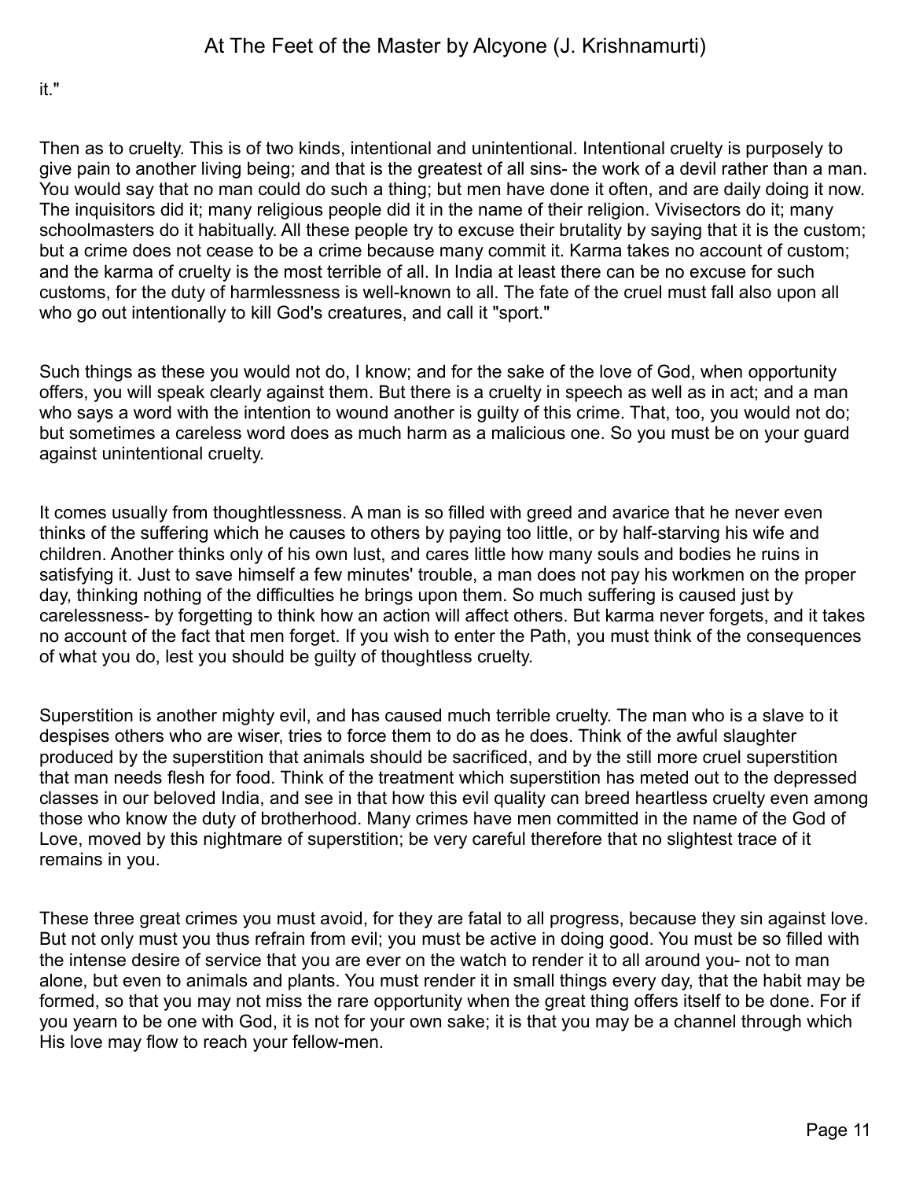it."

Then as to cruelty. This is of two kinds, intentional and unintentional. Intentional cruelty is purposely to give pain to another living being; and that is the greatest of all sins- the work of a devil rather than a man. You would say that no man could do such a thing; but men have done it often, and are daily doing it now. The inquisitors did it; many religious people did it in the name of their religion. Vivisectors do it; many schoolmasters do it habitually. All these people try to excuse their brutality by saying that it is the custom; but a crime does not cease to be a crime because many commit it. Karma takes no account of custom; and the karma of cruelty is the most terrible of all. In India at least there can be no excuse for such customs, for the duty of harmlessness is well-known to all. The fate of the cruel must fall also upon all who go out intentionally to kill God's creatures, and call it "sport."

Such things as these you would not do, I know; and for the sake of the love of God, when opportunity offers, you will speak clearly against them. But there is a cruelty in speech as well as in act; and a man who says a word with the intention to wound another is guilty of this crime. That, too, you would not do; but sometimes a careless word does as much harm as a malicious one. So you must be on your guard against unintentional cruelty.

It comes usually from thoughtlessness. A man is so filled with greed and avarice that he never even thinks of the suffering which he causes to others by paying too little, or by half-starving his wife and children. Another thinks only of his own lust, and cares little how many souls and bodies he ruins in satisfying it. Just to save himself a few minutes' trouble, a man does not pay his workmen on the proper day, thinking nothing of the difficulties he brings upon them. So much suffering is caused just by carelessness- by forgetting to think how an action will affect others. But karma never forgets, and it takes no account of the fact that men forget. If you wish to enter the Path, you must think of the consequences of what you do, lest you should be guilty of thoughtless cruelty.

Superstition is another mighty evil, and has caused much terrible cruelty. The man who is a slave to it despises others who are wiser, tries to force them to do as he does. Think of the awful slaughter produced by the superstition that animals should be sacrificed, and by the still more cruel superstition that man needs flesh for food. Think of the treatment which superstition has meted out to the depressed classes in our beloved India, and see in that how this evil quality can breed heartless cruelty even among those who know the duty of brotherhood. Many crimes have men committed in the name of the God of Love, moved by this nightmare of superstition; be very careful therefore that no slightest trace of it remains in you.

These three great crimes you must avoid, for they are fatal to all progress, because they sin against love. But not only must you thus refrain from evil; you must be active in doing good. You must be so filled with the intense desire of service that you are ever on the watch to render it to all around you- not to man alone, but even to animals and plants. You must render it in small things every day, that the habit may be formed, so that you may not miss the rare opportunity when the great thing offers itself to be done. For if you yearn to be one with God, it is not for your own sake; it is that you may be a channel through which His love may flow to reach your fellow-men.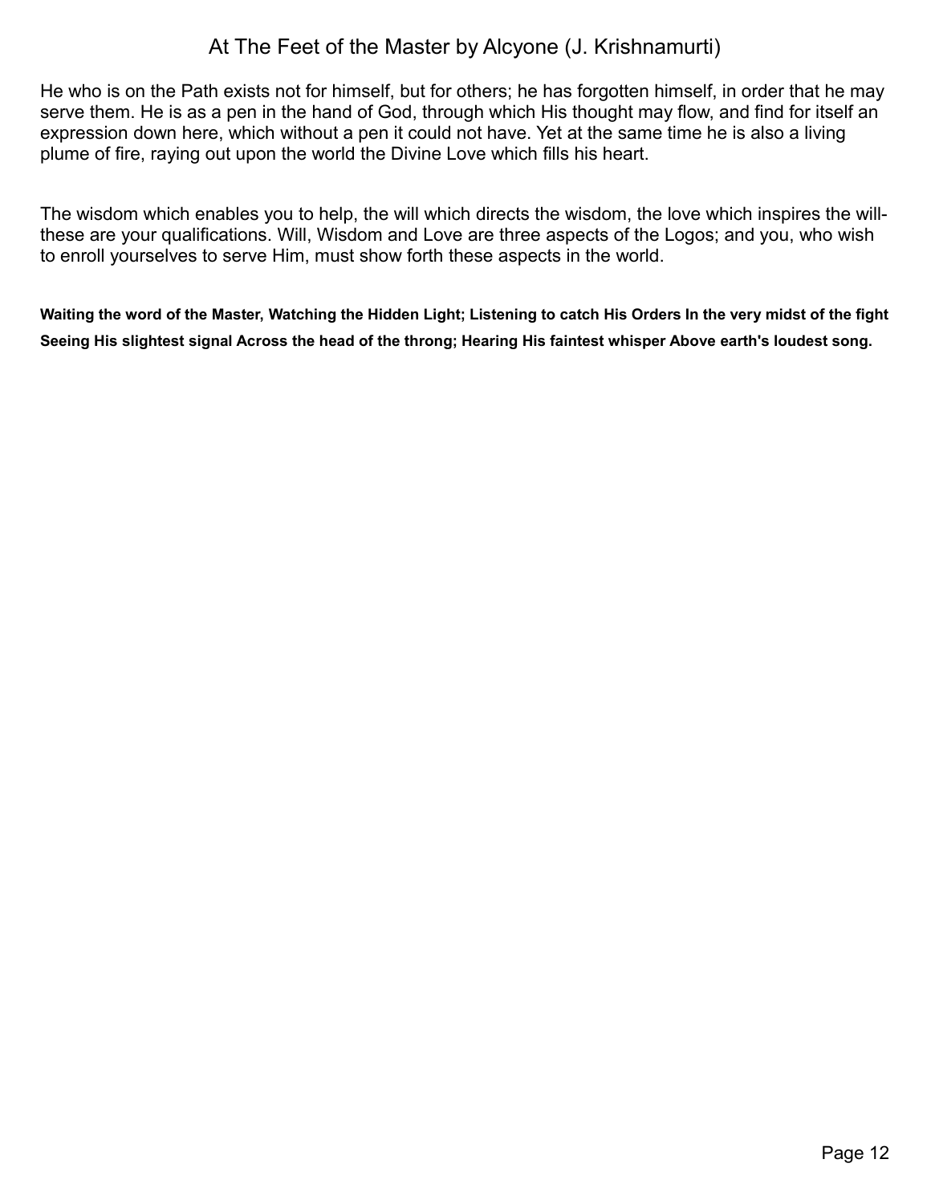He who is on the Path exists not for himself, but for others; he has forgotten himself, in order that he may serve them. He is as a pen in the hand of God, through which His thought may flow, and find for itself an expression down here, which without a pen it could not have. Yet at the same time he is also a living plume of fire, raying out upon the world the Divine Love which fills his heart.

The wisdom which enables you to help, the will which directs the wisdom, the love which inspires the will- these are your qualifications. Will, Wisdom and Love are three aspects of the Logos; and you, who wish to enroll yourselves to serve Him, must show forth these aspects in the world.

**Waiting the word of the Master, Watching the Hidden Light; Listening to catch His Orders In the very midst of the fight Seeing His slightest signal Across the head of the throng; Hearing His faintest whisper Above earth's loudest song.**